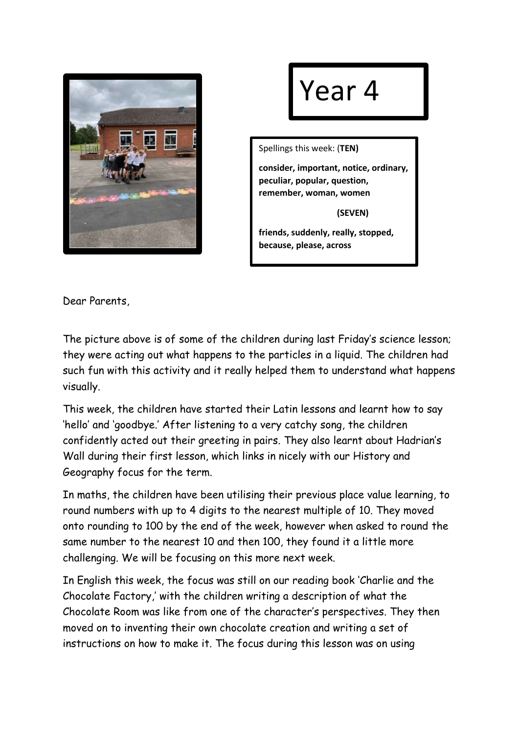# Year 4

Spellings this week: (**TEN)**

**consider, important, notice, ordinary, peculiar, popular, question, remember, woman, women**

**(SEVEN)**

**friends, suddenly, really, stopped, because, please, across**

Dear Parents,

The picture above is of some of the children during last Friday's science lesson; they were acting out what happens to the particles in a liquid. The children had such fun with this activity and it really helped them to understand what happens visually.

This week, the children have started their Latin lessons and learnt how to say 'hello' and 'goodbye.' After listening to a very catchy song, the children confidently acted out their greeting in pairs. They also learnt about Hadrian's Wall during their first lesson, which links in nicely with our History and Geography focus for the term.

In maths, the children have been utilising their previous place value learning, to round numbers with up to 4 digits to the nearest multiple of 10. They moved onto rounding to 100 by the end of the week, however when asked to round the same number to the nearest 10 and then 100, they found it a little more challenging. We will be focusing on this more next week.

In English this week, the focus was still on our reading book 'Charlie and the Chocolate Factory,' with the children writing a description of what the Chocolate Room was like from one of the character's perspectives. They then moved on to inventing their own chocolate creation and writing a set of instructions on how to make it. The focus during this lesson was on using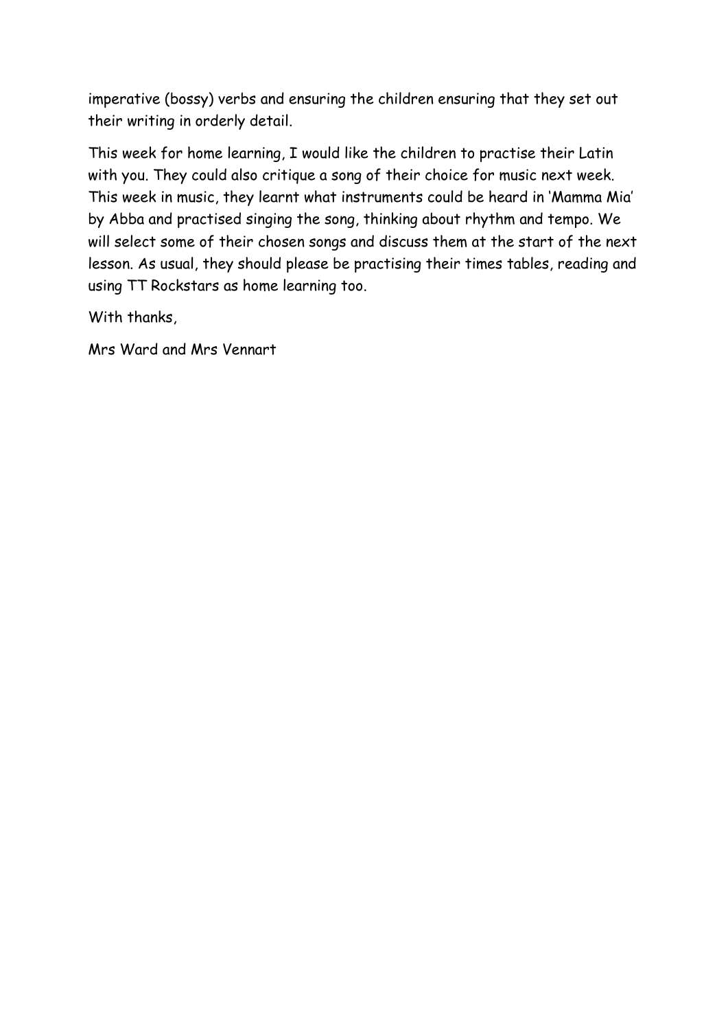imperative (bossy) verbs and ensuring the children ensuring that they set out their writing in orderly detail.

This week for home learning, I would like the children to practise their Latin with you. They could also critique a song of their choice for music next week. This week in music, they learnt what instruments could be heard in 'Mamma Mia' by Abba and practised singing the song, thinking about rhythm and tempo. We will select some of their chosen songs and discuss them at the start of the next lesson. As usual, they should please be practising their times tables, reading and using TT Rockstars as home learning too.

With thanks,

Mrs Ward and Mrs Vennart